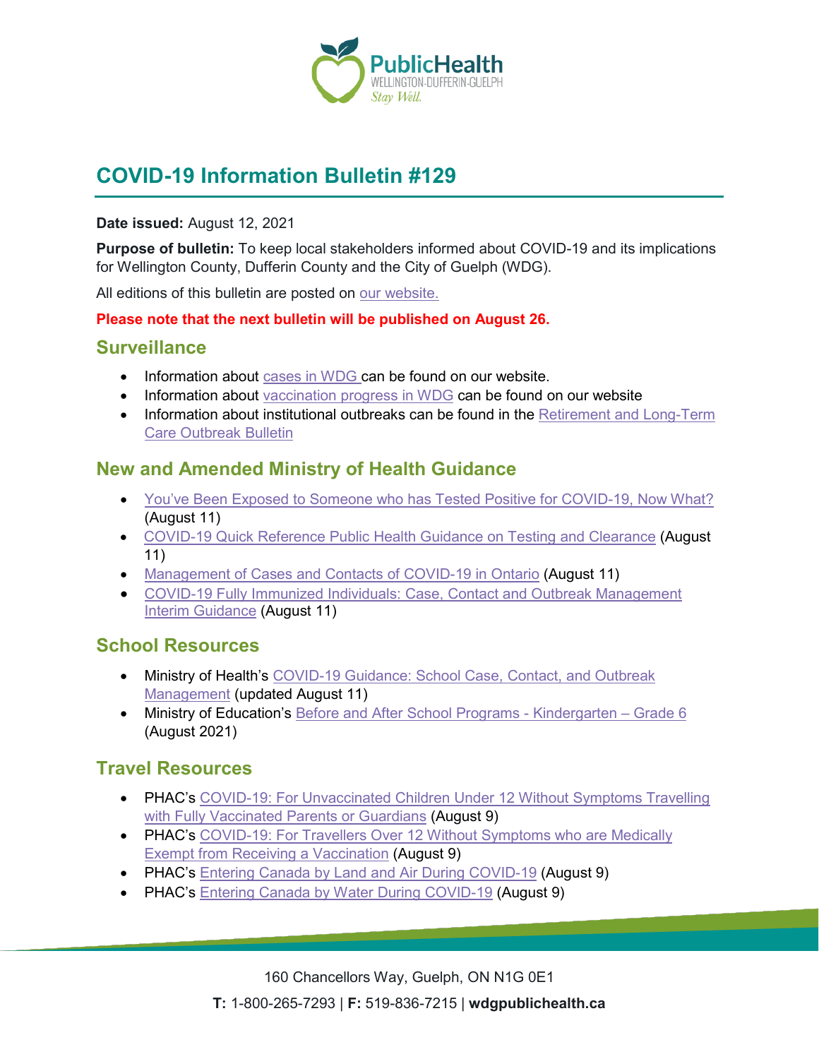# COVID-19 Information Bulletin #129

**Date issued:** August 12, 2021

**Purpose of bulletin:** To keep local stakeholders informed about COVID-19 and its implications for Wellington County, Dufferin County and the City of Guelph (WDG).

All editions of this bulletin are posted on our website.

**Please note that the next bulletin will be published on August 26.**

## Surveillance

- Information about cases in WDG can be found on our website.
- Information about vaccination progress in WDG can be found on our website
- Information about institutional outbreaks can be found in the Retirement and Long-Term Care Outbreak Bulletin

## New and Amended Ministry of Health Guidance

- You've Been Exposed to Someone who has Tested Positive for COVID-19, Now What? (August 11)
- COVID-19 Quick Reference Public Health Guidance on Testing and Clearance (August 11)
- Management of Cases and Contacts of COVID-19 in Ontario (August 11)
- COVID-19 Fully Immunized Individuals: Case, Contact and Outbreak Management Interim Guidance (August 11)

## School Resources

- Ministry of Health's COVID-19 Guidance: School Case, Contact, and Outbreak Management (updated August 11)
- Ministry of Education's Before and After School Programs - Kindergarten – Grade 6 (August 2021)

## Travel Resources

- PHAC's COVID-19: For Unvaccinated Children Under 12 Without Symptoms Travelling with Fully Vaccinated Parents or Guardians (August 9)
- PHAC's COVID-19: For Travellers Over 12 Without Symptoms who are Medically Exempt from Receiving a Vaccination (August 9)
- PHAC's Entering Canada by Land and Air During COVID-19 (August 9)
- PHAC's Entering Canada by Water During COVID-19 (August 9)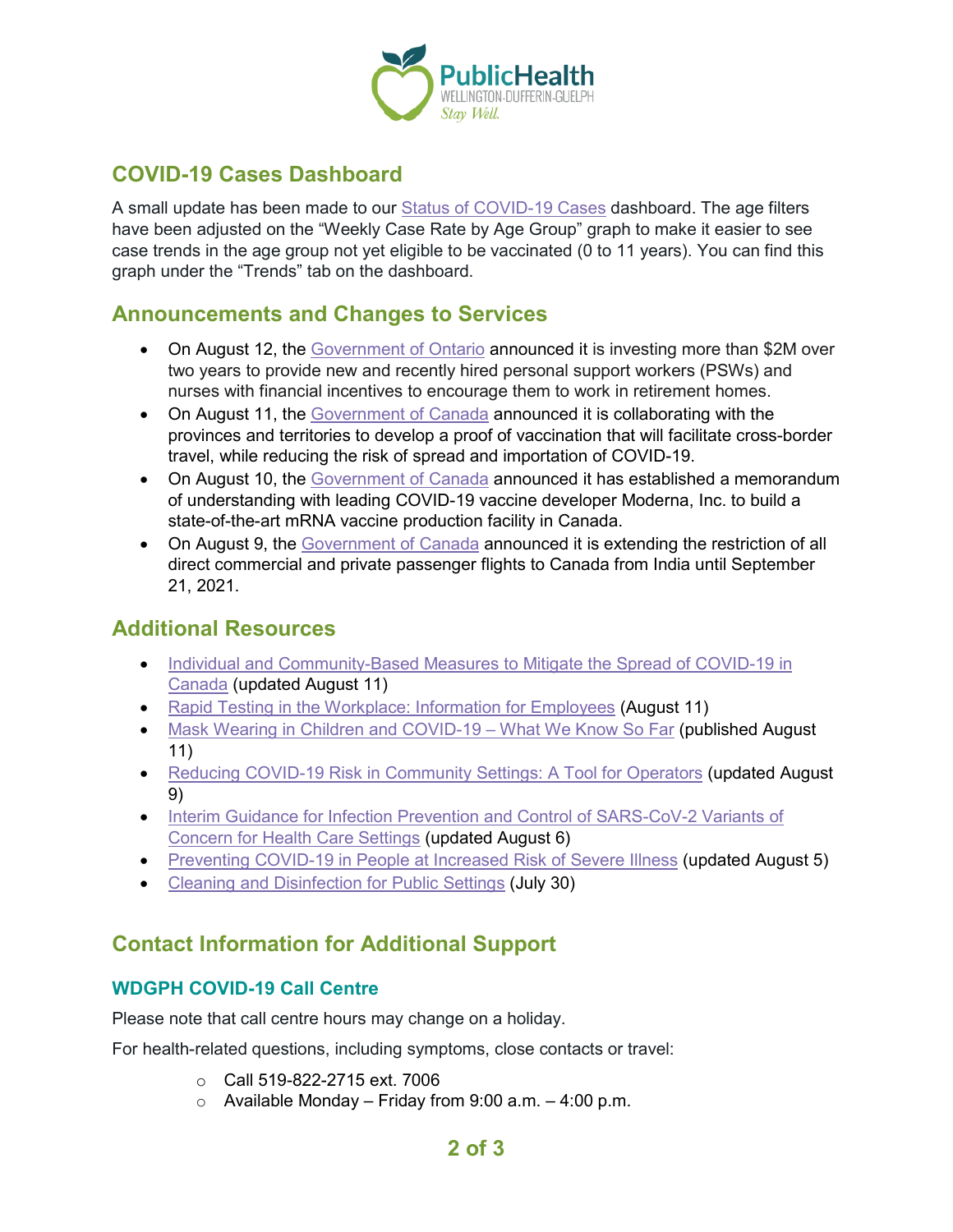## COVID-19 Cases Dashboard

A small update has been made to our Status of COVID-19 Cases dashboard. The age filters have been adjusted on the "Weekly Case Rate by Age Group" graph to make it easier to see case trends in the age group not yet eligible to be vaccinated (0 to 11 years). You can find this graph under the "Trends" tab on the dashboard.

## Announcements and Changes to Services

- On August 12, the Government of Ontario announced it is investing more than $2M over two years to provide new and recently hired personal support workers (PSWs) and nurses with financial incentives to encourage them to work in retirement homes.
- On August 11, the Government of Canada announced it is collaborating with the provinces and territories to develop a proof of vaccination that will facilitate cross-border travel, while reducing the risk of spread and importation of COVID-19.
- On August 10, the Government of Canada announced it has established a memorandum of understanding with leading COVID-19 vaccine developer Moderna, Inc. to build a state-of-the-art mRNA vaccine production facility in Canada.
- On August 9, the Government of Canada announced it is extending the restriction of all direct commercial and private passenger flights to Canada from India until September 21, 2021.

## Additional Resources

- Individual and Community-Based Measures to Mitigate the Spread of COVID-19 in Canada (updated August 11)
- Rapid Testing in the Workplace: Information for Employees (August 11)
- Mask Wearing in Children and COVID-19 – What We Know So Far (published August 11)
- Reducing COVID-19 Risk in Community Settings: A Tool for Operators (updated August 9)
- Interim Guidance for Infection Prevention and Control of SARS-CoV-2 Variants of Concern for Health Care Settings (updated August 6)
- Preventing COVID-19 in People at Increased Risk of Severe Illness (updated August 5)
- Cleaning and Disinfection for Public Settings (July 30)

## Contact Information for Additional Support

### WDGPH COVID-19 Call Centre

Please note that call centre hours may change on a holiday.

For health-related questions, including symptoms, close contacts or travel:

- Call 519-822-2715 ext. 7006
- Available Monday – Friday from 9:00 a.m. – 4:00 p.m.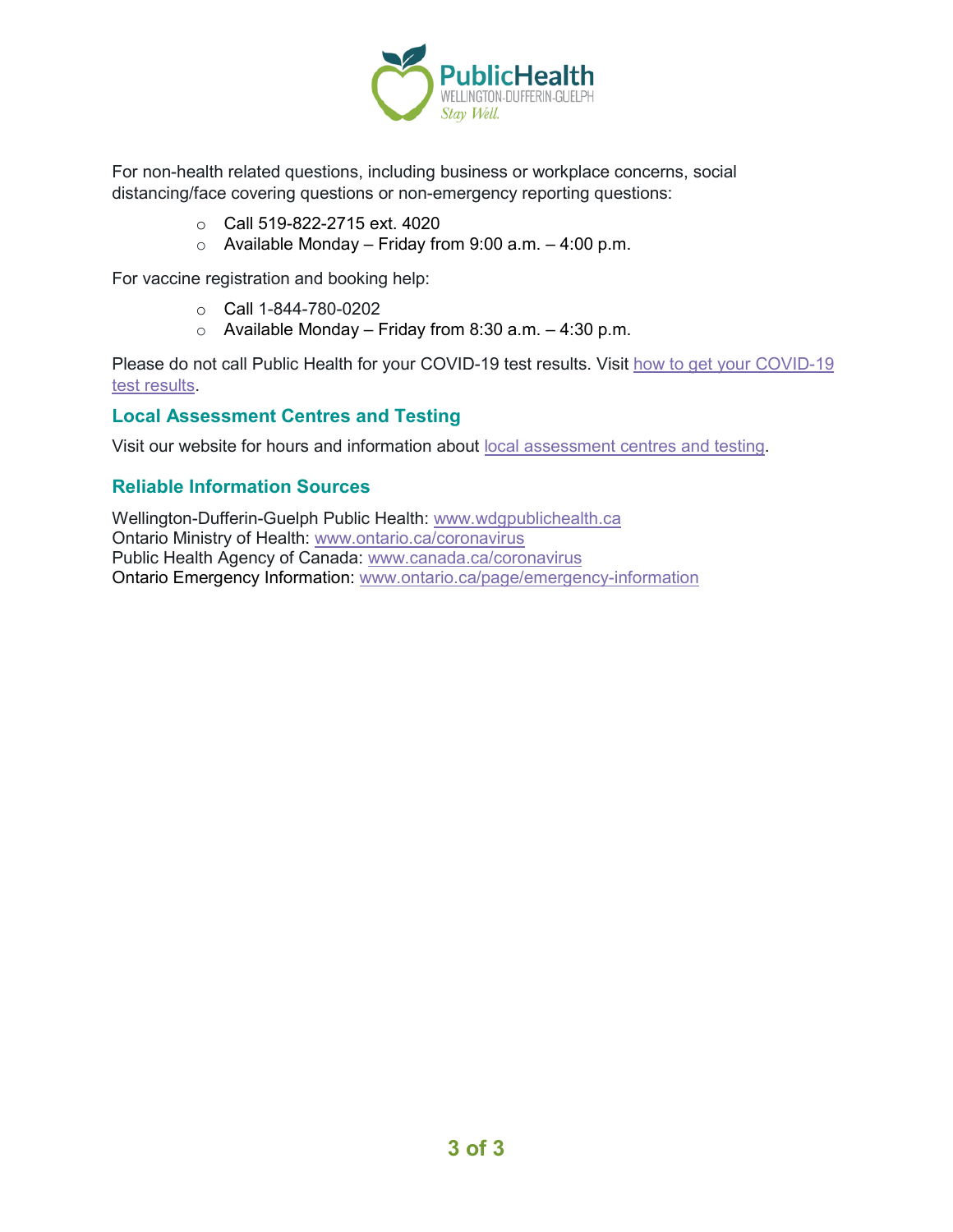For non-health related questions, including business or workplace concerns, social distancing/face covering questions or non-emergency reporting questions:

- Call 519-822-2715 ext. 4020
- Available Monday – Friday from 9:00 a.m. – 4:00 p.m.

For vaccine registration and booking help:

- Call 1-844-780-0202
- Available Monday – Friday from 8:30 a.m. – 4:30 p.m.

Please do not call Public Health for your COVID-19 test results. Visit how to get your COVID-19 test results.

## Local Assessment Centres and Testing

Visit our website for hours and information about local assessment centres and testing.

## Reliable Information Sources

Wellington-Dufferin-Guelph Public Health: www.wdgpublichealth.ca
Ontario Ministry of Health: www.ontario.ca/coronavirus
Public Health Agency of Canada: www.canada.ca/coronavirus
Ontario Emergency Information: www.ontario.ca/page/emergency-information